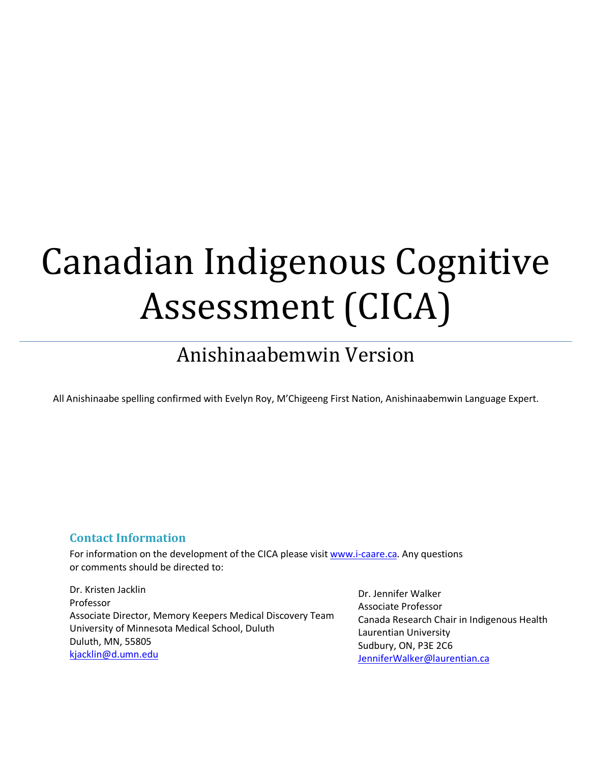# Canadian Indigenous Cognitive Assessment (CICA)

## Anishinaabemwin Version

All Anishinaabe spelling confirmed with Evelyn Roy, M'Chigeeng First Nation, Anishinaabemwin Language Expert.

### Contact Information

For information on the development of the CICA please visit [www.i-caare.ca](www.i-caare.ca). Any questions or comments should be directed to:

Dr. Kristen Jacklin
Professor
Associate Director, Memory Keepers Medical Discovery Team
University of Minnesota Medical School, Duluth
Duluth, MN, 55805
[kjacklin@d.umn.edu](mailto:kjacklin@d.umn.edu)

Dr. Jennifer Walker
Associate Professor
Canada Research Chair in Indigenous Health
Laurentian University
Sudbury, ON, P3E 2C6
[JenniferWalker@laurentian.ca](mailto:JenniferWalker@laurentian.ca)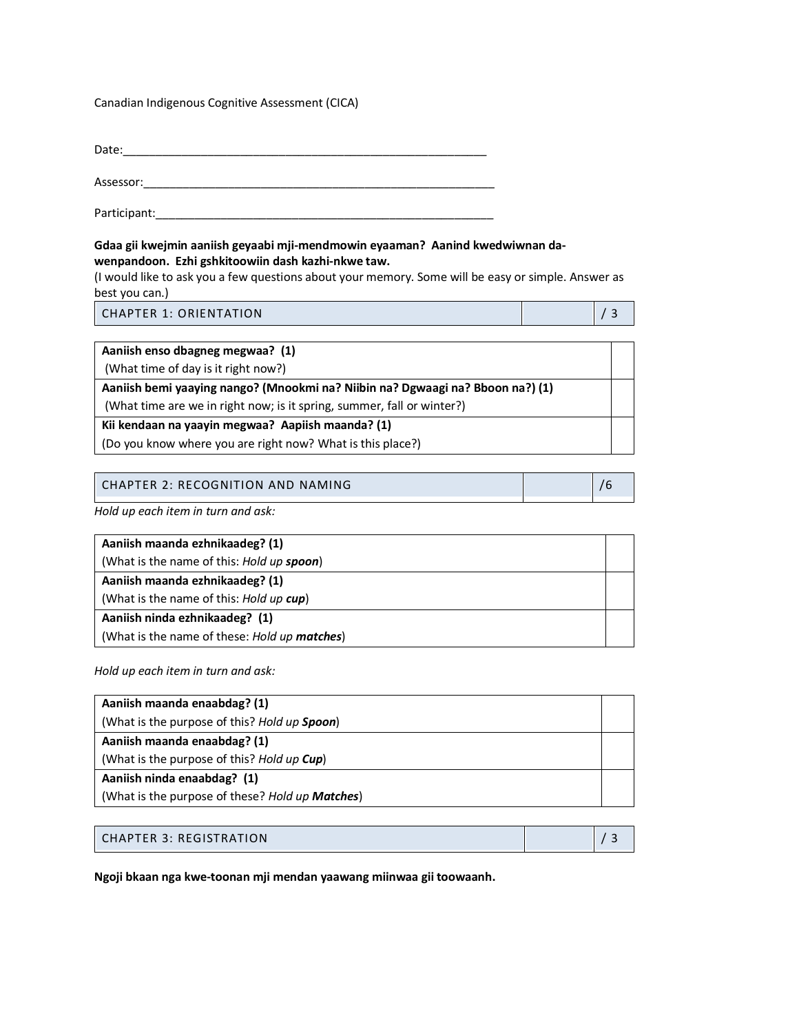Canadian Indigenous Cognitive Assessment (CICA)

Date:____________________________________________________________

Assessor:_________________________________________________________

Participant:_______________________________________________________

**Gdaa gii kwejmin aaniish geyaabi mji-mendmowin eyaaman? Aanind kwedwiwnan da-wenpandoon. Ezhi gshkitoowiin dash kazhi-nkwe taw.**
(I would like to ask you a few questions about your memory. Some will be easy or simple. Answer as best you can.)

| CHAPTER 1: ORIENTATION | | / 3 |
|---|---|---|

| | |
|---|---|
| **Aaniish enso dbagneg megwaa? (1)**<br>(What time of day is it right now?) | |
| **Aaniish bemi yaaying nango? (Mnookmi na? Niibin na? Dgwaagi na? Bboon na?) (1)**<br>(What time are we in right now; is it spring, summer, fall or winter?) | |
| **Kii kendaan na yaayin megwaa? Aapiish maanda? (1)**<br>(Do you know where you are right now? What is this place?) | |

| CHAPTER 2: RECOGNITION AND NAMING | | /6 |
|---|---|---|

*Hold up each item in turn and ask:*

| | |
|---|---|
| **Aaniish maanda ezhnikaadeg? (1)**<br>(What is the name of this: *Hold up **spoon***) | |
| **Aaniish maanda ezhnikaadeg? (1)**<br>(What is the name of this: *Hold up **cup***) | |
| **Aaniish ninda ezhnikaadeg? (1)**<br>(What is the name of these: *Hold up **matches***) | |

*Hold up each item in turn and ask:*

| | |
|---|---|
| **Aaniish maanda enaabdag? (1)**<br>(What is the purpose of this? *Hold up **Spoon***) | |
| **Aaniish maanda enaabdag? (1)**<br>(What is the purpose of this? *Hold up **Cup***) | |
| **Aaniish ninda enaabdag? (1)**<br>(What is the purpose of these? *Hold up **Matches***) | |

| CHAPTER 3: REGISTRATION | | / 3 |
|---|---|---|

**Ngoji bkaan nga kwe-toonan mji mendan yaawang miinwaa gii toowaanh.**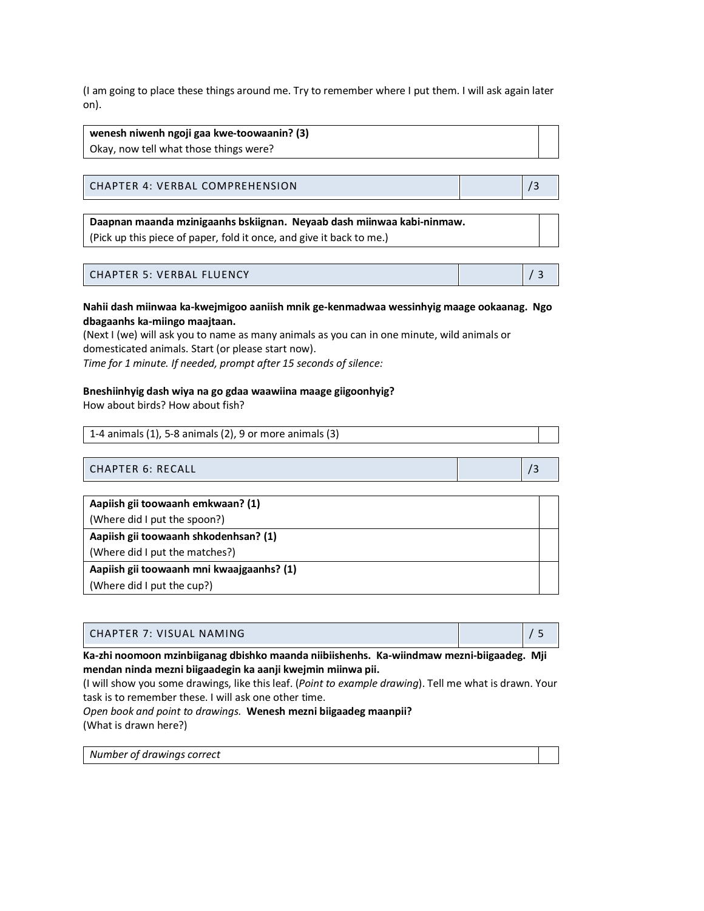(I am going to place these things around me. Try to remember where I put them. I will ask again later on).

| **wenesh niwenh ngoji gaa kwe-toowaanin? (3)**<br>Okay, now tell what those things were? | |
|---|---|

| CHAPTER 4: VERBAL COMPREHENSION | | /3 |
|---|---|---|

| **Daapnan maanda mzinigaanhs bskiignan. Neyaab dash miinwaa kabi-ninmaw.**<br>(Pick up this piece of paper, fold it once, and give it back to me.) | |
|---|---|

| CHAPTER 5: VERBAL FLUENCY | | / 3 |
|---|---|---|

**Nahii dash miinwaa ka-kwejmigoo aaniish mnik ge-kenmadwaa wessinhyig maage ookaanag. Ngo dbagaanhs ka-miingo maajtaan.**
(Next I (we) will ask you to name as many animals as you can in one minute, wild animals or domesticated animals. Start (or please start now).
*Time for 1 minute. If needed, prompt after 15 seconds of silence:*

**Bneshiinhyig dash wiya na go gdaa waawiina maage giigoonhyig?**
How about birds? How about fish?

| 1-4 animals (1), 5-8 animals (2), 9 or more animals (3) | |
|---|---|

| CHAPTER 6: RECALL | | /3 |
|---|---|---|

| **Aapiish gii toowaanh emkwaan? (1)**<br>(Where did I put the spoon?) | |
|---|---|
| **Aapiish gii toowaanh shkodenhsan? (1)**<br>(Where did I put the matches?) | |
| **Aapiish gii toowaanh mni kwaajgaanhs? (1)**<br>(Where did I put the cup?) | |

| CHAPTER 7: VISUAL NAMING | | / 5 |
|---|---|---|

**Ka-zhi noomoon mzinbiiganag dbishko maanda niibiishenhs. Ka-wiindmaw mezni-biigaadeg. Mji mendan ninda mezni biigaadegin ka aanji kwejmin miinwa pii.**
(I will show you some drawings, like this leaf. (*Point to example drawing*). Tell me what is drawn. Your task is to remember these. I will ask one other time.
*Open book and point to drawings.* **Wenesh mezni biigaadeg maanpii?**
(What is drawn here?)

| *Number of drawings correct* | |
|---|---|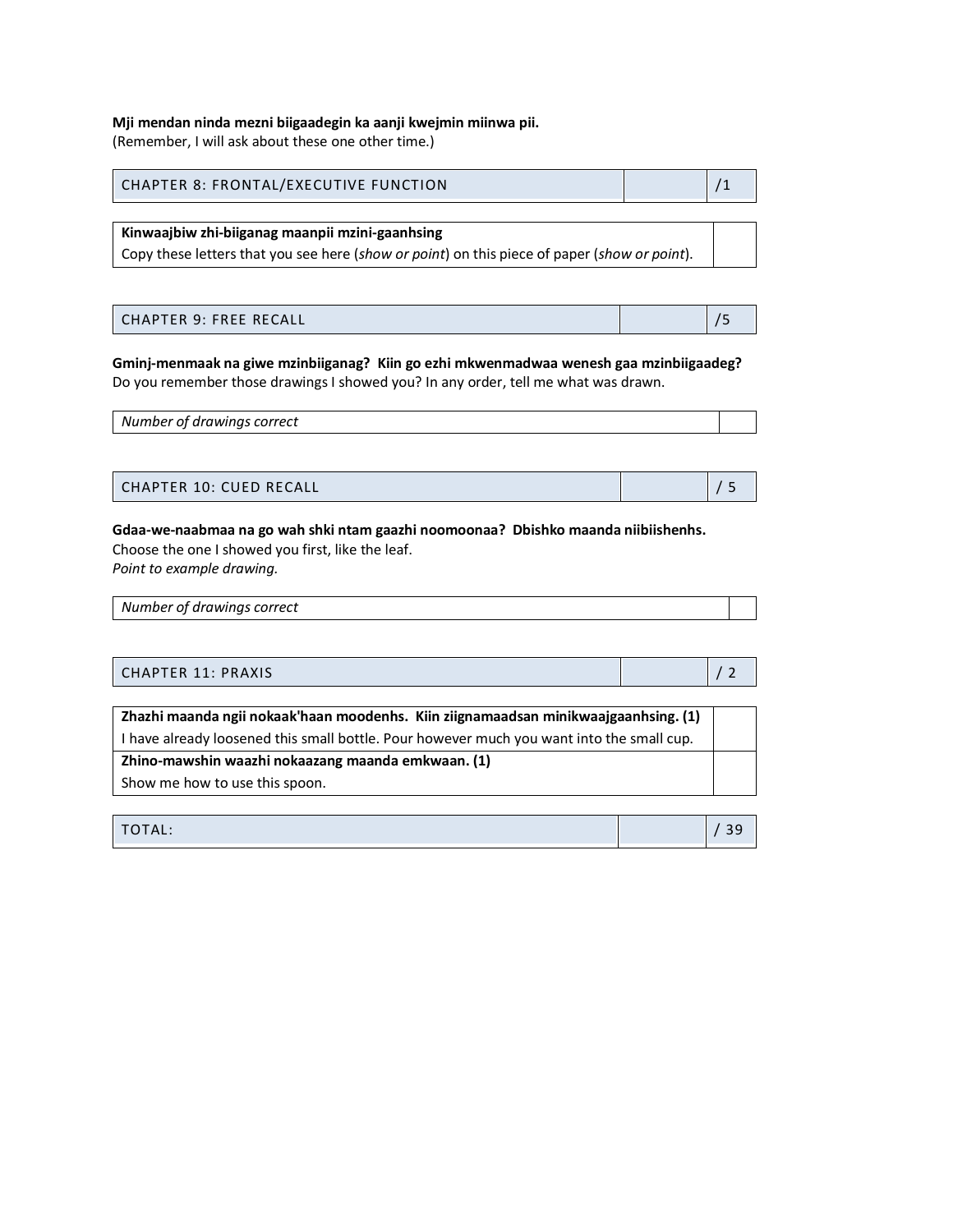**Mji mendan ninda mezni biigaadegin ka aanji kwejmin miinwa pii.**
(Remember, I will ask about these one other time.)

| | | |
|---|---|---|
| CHAPTER 8: FRONTAL/EXECUTIVE FUNCTION | | /1 |

| | |
|---|---|
| **Kinwaajbiw zhi-biiganag maanpii mzini-gaanhsing**<br>Copy these letters that you see here (*show or point*) on this piece of paper (*show or point*). | |

| | | |
|---|---|---|
| CHAPTER 9: FREE RECALL | | /5 |

**Gminj-menmaak na giwe mzinbiiganag? Kiin go ezhi mkwenmadwaa wenesh gaa mzinbiigaadeg?**
Do you remember those drawings I showed you? In any order, tell me what was drawn.

| | |
|---|---|
| *Number of drawings correct* | |

| | | |
|---|---|---|
| CHAPTER 10: CUED RECALL | | / 5 |

**Gdaa-we-naabmaa na go wah shki ntam gaazhi noomoonaa? Dbishko maanda niibiishenhs.**
Choose the one I showed you first, like the leaf.
*Point to example drawing.*

| | |
|---|---|
| *Number of drawings correct* | |

| | | |
|---|---|---|
| CHAPTER 11: PRAXIS | | / 2 |

| | |
|---|---|
| **Zhazhi maanda ngii nokaak'haan moodenhs. Kiin ziignamaadsan minikwaajgaanhsing. (1)**<br>I have already loosened this small bottle. Pour however much you want into the small cup. | |
| **Zhino-mawshin waazhi nokaazang maanda emkwaan. (1)**<br>Show me how to use this spoon. | |

| | | |
|---|---|---|
| TOTAL: | | / 39 |